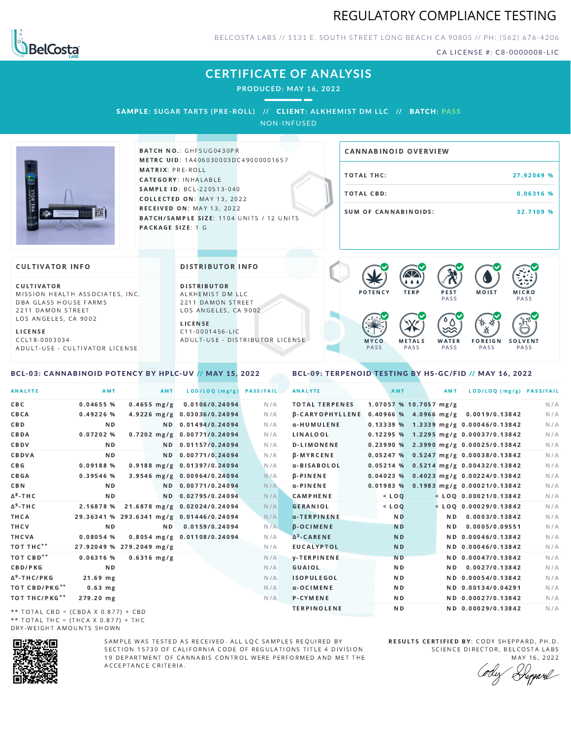# REGULATORY COMPLIANCE TESTING

BELCOSTA LABS // 1131 E. SOUTH STREET LONG BEACH CA 90805 // PH: (562) 676-4206

CA LICENSE #: C8-0000008-LIC

## CERTIFICATE OF ANALYSIS

**PRODUCED: MAY 16, 2022**

**SAMPLE:** SUGAR TARTS (PRE-ROLL) // **CLIENT:** ALKHEMIST DM LLC // **BATCH:** PASS

NON-INFUSED

**BATCH NO.:** GHFSUG0430PR
**METRC UID:** 1A406030003DC49000001657
**MATRIX:** PRE-ROLL
**CATEGORY:** INHALABLE
**SAMPLE ID:** BCL-220513-040
**COLLECTED ON:** MAY 13, 2022
**RECEIVED ON:** MAY 13, 2022
**BATCH/SAMPLE SIZE:** 1104 UNITS / 12 UNITS
**PACKAGE SIZE:** 1 G

### CANNABINOID OVERVIEW

| | |
|---|---|
| TOTAL THC: | 27.92049 % |
| TOTAL CBD: | 0.06316 % |
| SUM OF CANNABINOIDS: | 32.7109 % |

### CULTIVATOR INFO

**CULTIVATOR**
MISSION HEALTH ASSOCIATES, INC.
DBA GLASS HOUSE FARMS
2211 DAMON STREET
LOS ANGELES, CA 9002

**LICENSE**
CCL18-0003034
ADULT-USE - CULTIVATOR LICENSE

### DISTRIBUTOR INFO

**DISTRIBUTOR**
ALKHEMIST DM LLC
2211 DAMON STREET
LOS ANGELES, CA 9002

**LICENSE**
C11-0001456-LIC
ADULT-USE - DISTRIBUTOR LICENSE

POTENCY | TERP | PEST PASS | MOIST | MICRO PASS | MYCO PASS | METALS PASS | WATER PASS | FOREIGN PASS | SOLVENT PASS

### BCL-03: CANNABINOID POTENCY BY HPLC-UV // MAY 15, 2022

| ANALYTE | AMT | AMT | LOD/LOQ (mg/g) | PASS/FAIL |
|---|---|---|---|---|
| CBC | 0.04655 % | 0.4655 mg/g | 0.0106/0.24094 | N/A |
| CBCA | 0.49226 % | 4.9226 mg/g | 0.03036/0.24094 | N/A |
| CBD | ND | ND | 0.01494/0.24094 | N/A |
| CBDA | 0.07202 % | 0.7202 mg/g | 0.00771/0.24094 | N/A |
| CBDV | ND | ND | 0.01157/0.24094 | N/A |
| CBDVA | ND | ND | 0.00771/0.24094 | N/A |
| CBG | 0.09188 % | 0.9188 mg/g | 0.01397/0.24094 | N/A |
| CBGA | 0.39546 % | 3.9546 mg/g | 0.00964/0.24094 | N/A |
| CBN | ND | ND | 0.00771/0.24094 | N/A |
| Δ8-THC | ND | ND | 0.02795/0.24094 | N/A |
| Δ9-THC | 2.16878 % | 21.6878 mg/g | 0.02024/0.24094 | N/A |
| THCA | 29.36341 % | 293.6341 mg/g | 0.01446/0.24094 | N/A |
| THCV | ND | ND | 0.0159/0.24094 | N/A |
| THCVA | 0.08054 % | 0.8054 mg/g | 0.01108/0.24094 | N/A |
| TOT THC** | 27.92049 % | 279.2049 mg/g | | N/A |
| TOT CBD** | 0.06316 % | 0.6316 mg/g | | N/A |
| CBD/PKG | ND | | | N/A |
| Δ9-THC/PKG | 21.69 mg | | | N/A |
| TOT CBD/PKG** | 0.63 mg | | | N/A |
| TOT THC/PKG** | 279.20 mg | | | N/A |

** TOTAL CBD = (CBDA X 0.877) + CBD
** TOTAL THC = (THCA X 0.877) + THC
DRY-WEIGHT AMOUNTS SHOWN

### BCL-09: TERPENOID TESTING BY HS-GC/FID // MAY 16, 2022

| ANALYTE | AMT | AMT | LOD/LOQ (mg/g) | PASS/FAIL |
|---|---|---|---|---|
| TOTAL TERPENES | 1.07057 % | 10.7057 mg/g | | N/A |
| β-CARYOPHYLLENE | 0.40966 % | 4.0966 mg/g | 0.0019/0.13842 | N/A |
| α-HUMULENE | 0.13339 % | 1.3339 mg/g | 0.00046/0.13842 | N/A |
| LINALOOL | 0.12295 % | 1.2295 mg/g | 0.00037/0.13842 | N/A |
| D-LIMONENE | 0.23990 % | 2.3990 mg/g | 0.00025/0.13842 | N/A |
| β-MYRCENE | 0.05247 % | 0.5247 mg/g | 0.00038/0.13842 | N/A |
| α-BISABOLOL | 0.05214 % | 0.5214 mg/g | 0.00432/0.13842 | N/A |
| β-PINENE | 0.04023 % | 0.4023 mg/g | 0.00224/0.13842 | N/A |
| α-PINENE | 0.01983 % | 0.1983 mg/g | 0.00021/0.13842 | N/A |
| CAMPHENE | < LOQ | < LOQ | 0.00021/0.13842 | N/A |
| GERANIOL | < LOQ | < LOQ | 0.00029/0.13842 | N/A |
| α-TERPINENE | ND | ND | 0.0003/0.13842 | N/A |
| β-OCIMENE | ND | ND | 0.0005/0.09551 | N/A |
| Δ3-CARENE | ND | ND | 0.00046/0.13842 | N/A |
| EUCALYPTOL | ND | ND | 0.00046/0.13842 | N/A |
| γ-TERPINENE | ND | ND | 0.00047/0.13842 | N/A |
| GUAIOL | ND | ND | 0.0027/0.13842 | N/A |
| ISOPULEGOL | ND | ND | 0.00054/0.13842 | N/A |
| α-OCIMENE | ND | ND | 0.00134/0.04291 | N/A |
| P-CYMENE | ND | ND | 0.00027/0.13842 | N/A |
| TERPINOLENE | ND | ND | 0.00029/0.13842 | N/A |

SAMPLE WAS TESTED AS RECEIVED. ALL LQC SAMPLES REQUIRED BY SECTION 15730 OF CALIFORNIA CODE OF REGULATIONS TITLE 4 DIVISION 19 DEPARTMENT OF CANNABIS CONTROL WERE PERFORMED AND MET THE ACCEPTANCE CRITERIA.

**RESULTS CERTIFIED BY:** CODY SHEPPARD, PH.D.
SCIENCE DIRECTOR, BELCOSTA LABS
MAY 16, 2022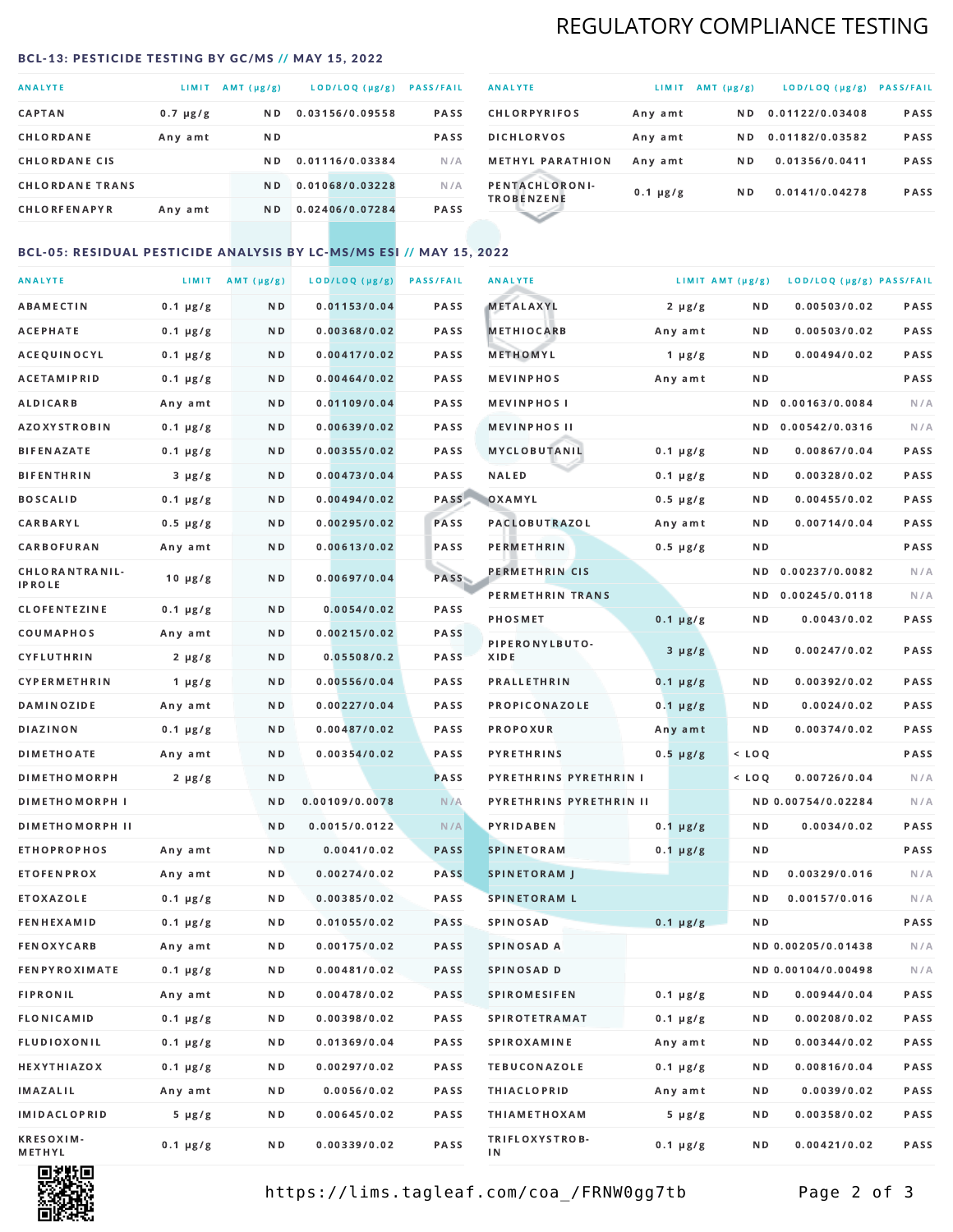## REGULATORY COMPLIANCE TESTING

### BCL-13: PESTICIDE TESTING BY GC/MS // MAY 15, 2022

| ANALYTE | LIMIT | AMT (μg/g) | LOD/LOQ (μg/g) | PASS/FAIL |
|---|---|---|---|---|
| CAPTAN | 0.7 μg/g | ND | 0.03156/0.09558 | PASS |
| CHLORDANE | Any amt | ND | | PASS |
| CHLORDANE CIS | | ND | 0.01116/0.03384 | N/A |
| CHLORDANE TRANS | | ND | 0.01068/0.03228 | N/A |
| CHLORFENAPYR | Any amt | ND | 0.02406/0.07284 | PASS |
| CHLORPYRIFOS | Any amt | ND | 0.01122/0.03408 | PASS |
| DICHLORVOS | Any amt | ND | 0.01182/0.03582 | PASS |
| METHYL PARATHION | Any amt | ND | 0.01356/0.0411 | PASS |
| PENTACHLORONITROBENZENE | 0.1 μg/g | ND | 0.0141/0.04278 | PASS |

### BCL-05: RESIDUAL PESTICIDE ANALYSIS BY LC-MS/MS ESI // MAY 15, 2022

| ANALYTE | LIMIT | AMT (μg/g) | LOD/LOQ (μg/g) | PASS/FAIL |
|---|---|---|---|---|
| ABAMECTIN | 0.1 μg/g | ND | 0.01153/0.04 | PASS |
| ACEPHATE | 0.1 μg/g | ND | 0.00368/0.02 | PASS |
| ACEQUINOCYL | 0.1 μg/g | ND | 0.00417/0.02 | PASS |
| ACETAMIPRID | 0.1 μg/g | ND | 0.00464/0.02 | PASS |
| ALDICARB | Any amt | ND | 0.01109/0.04 | PASS |
| AZOXYSTROBIN | 0.1 μg/g | ND | 0.00639/0.02 | PASS |
| BIFENAZATE | 0.1 μg/g | ND | 0.00355/0.02 | PASS |
| BIFENTHRIN | 3 μg/g | ND | 0.00473/0.04 | PASS |
| BOSCALID | 0.1 μg/g | ND | 0.00494/0.02 | PASS |
| CARBARYL | 0.5 μg/g | ND | 0.00295/0.02 | PASS |
| CARBOFURAN | Any amt | ND | 0.00613/0.02 | PASS |
| CHLORANTRANILIPROLE | 10 μg/g | ND | 0.00697/0.04 | PASS |
| CLOFENTEZINE | 0.1 μg/g | ND | 0.0054/0.02 | PASS |
| COUMAPHOS | Any amt | ND | 0.00215/0.02 | PASS |
| CYFLUTHRIN | 2 μg/g | ND | 0.05508/0.2 | PASS |
| CYPERMETHRIN | 1 μg/g | ND | 0.00556/0.04 | PASS |
| DAMINOZIDE | Any amt | ND | 0.00227/0.04 | PASS |
| DIAZINON | 0.1 μg/g | ND | 0.00487/0.02 | PASS |
| DIMETHOATE | Any amt | ND | 0.00354/0.02 | PASS |
| DIMETHOMORPH | 2 μg/g | ND | | PASS |
| DIMETHOMORPH I | | ND | 0.00109/0.0078 | N/A |
| DIMETHOMORPH II | | ND | 0.0015/0.0122 | N/A |
| ETHOPROPHOS | Any amt | ND | 0.0041/0.02 | PASS |
| ETOFENPROX | Any amt | ND | 0.00274/0.02 | PASS |
| ETOXAZOLE | 0.1 μg/g | ND | 0.00385/0.02 | PASS |
| FENHEXAMID | 0.1 μg/g | ND | 0.01055/0.02 | PASS |
| FENOXYCARB | Any amt | ND | 0.00175/0.02 | PASS |
| FENPYROXIMATE | 0.1 μg/g | ND | 0.00481/0.02 | PASS |
| FIPRONIL | Any amt | ND | 0.00478/0.02 | PASS |
| FLONICAMID | 0.1 μg/g | ND | 0.00398/0.02 | PASS |
| FLUDIOXONIL | 0.1 μg/g | ND | 0.01369/0.04 | PASS |
| HEXYTHIAZOX | 0.1 μg/g | ND | 0.00297/0.02 | PASS |
| IMAZALIL | Any amt | ND | 0.0056/0.02 | PASS |
| IMIDACLOPRID | 5 μg/g | ND | 0.00645/0.02 | PASS |
| KRESOXIM-METHYL | 0.1 μg/g | ND | 0.00339/0.02 | PASS |
| METALAXYL | 2 μg/g | ND | 0.00503/0.02 | PASS |
| METHIOCARB | Any amt | ND | 0.00503/0.02 | PASS |
| METHOMYL | 1 μg/g | ND | 0.00494/0.02 | PASS |
| MEVINPHOS | Any amt | ND | | PASS |
| MEVINPHOS I | | ND | 0.00163/0.0084 | N/A |
| MEVINPHOS II | | ND | 0.00542/0.0316 | N/A |
| MYCLOBUTANIL | 0.1 μg/g | ND | 0.00867/0.04 | PASS |
| NALED | 0.1 μg/g | ND | 0.00328/0.02 | PASS |
| OXAMYL | 0.5 μg/g | ND | 0.00455/0.02 | PASS |
| PACLOBUTRAZOL | Any amt | ND | 0.00714/0.04 | PASS |
| PERMETHRIN | 0.5 μg/g | ND | | PASS |
| PERMETHRIN CIS | | ND | 0.00237/0.0082 | N/A |
| PERMETHRIN TRANS | | ND | 0.00245/0.0118 | N/A |
| PHOSMET | 0.1 μg/g | ND | 0.0043/0.02 | PASS |
| PIPERONYLBUTOXIDE | 3 μg/g | ND | 0.00247/0.02 | PASS |
| PRALLETHRIN | 0.1 μg/g | ND | 0.00392/0.02 | PASS |
| PROPICONAZOLE | 0.1 μg/g | ND | 0.0024/0.02 | PASS |
| PROPOXUR | Any amt | ND | 0.00374/0.02 | PASS |
| PYRETHRINS | 0.5 μg/g | < LOQ | | PASS |
| PYRETHRINS PYRETHRIN I | | < LOQ | 0.00726/0.04 | N/A |
| PYRETHRINS PYRETHRIN II | | ND | 0.00754/0.02284 | N/A |
| PYRIDABEN | 0.1 μg/g | ND | 0.0034/0.02 | PASS |
| SPINETORAM | 0.1 μg/g | ND | | PASS |
| SPINETORAM J | | ND | 0.00329/0.016 | N/A |
| SPINETORAM L | | ND | 0.00157/0.016 | N/A |
| SPINOSAD | 0.1 μg/g | ND | | PASS |
| SPINOSAD A | | ND | 0.00205/0.01438 | N/A |
| SPINOSAD D | | ND | 0.00104/0.00498 | N/A |
| SPIROMESIFEN | 0.1 μg/g | ND | 0.00944/0.04 | PASS |
| SPIROTETRAMAT | 0.1 μg/g | ND | 0.00208/0.02 | PASS |
| SPIROXAMINE | Any amt | ND | 0.00344/0.02 | PASS |
| TEBUCONAZOLE | 0.1 μg/g | ND | 0.00816/0.04 | PASS |
| THIACLOPRID | Any amt | ND | 0.0039/0.02 | PASS |
| THIAMETHOXAM | 5 μg/g | ND | 0.00358/0.02 | PASS |
| TRIFLOXYSTROBIN | 0.1 μg/g | ND | 0.00421/0.02 | PASS |

https://lims.tagleaf.com/coa_/FRNW0gg7tb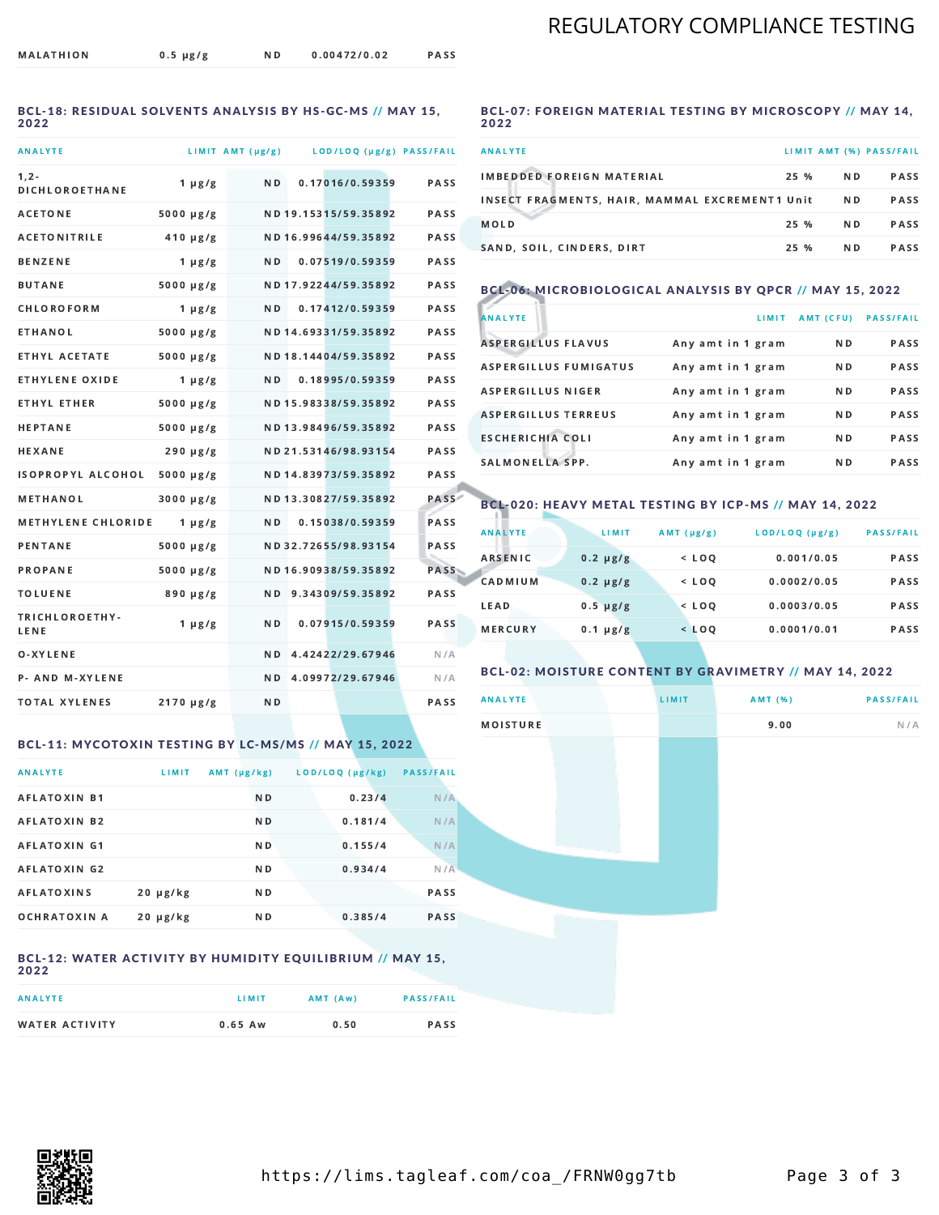| | | | | |
|---|---|---|---|---|
| MALATHION | 0.5 µg/g | ND | 0.00472/0.02 | PASS |

## BCL-18: RESIDUAL SOLVENTS ANALYSIS BY HS-GC-MS // MAY 15, 2022

| ANALYTE | LIMIT | AMT (µg/g) | LOD/LOQ (µg/g) | PASS/FAIL |
|---|---|---|---|---|
| 1,2-DICHLOROETHANE | 1 µg/g | ND | 0.17016/0.59359 | PASS |
| ACETONE | 5000 µg/g | ND | 19.15315/59.35892 | PASS |
| ACETONITRILE | 410 µg/g | ND | 16.99644/59.35892 | PASS |
| BENZENE | 1 µg/g | ND | 0.07519/0.59359 | PASS |
| BUTANE | 5000 µg/g | ND | 17.92244/59.35892 | PASS |
| CHLOROFORM | 1 µg/g | ND | 0.17412/0.59359 | PASS |
| ETHANOL | 5000 µg/g | ND | 14.69331/59.35892 | PASS |
| ETHYL ACETATE | 5000 µg/g | ND | 18.14404/59.35892 | PASS |
| ETHYLENE OXIDE | 1 µg/g | ND | 0.18995/0.59359 | PASS |
| ETHYL ETHER | 5000 µg/g | ND | 15.98338/59.35892 | PASS |
| HEPTANE | 5000 µg/g | ND | 13.98496/59.35892 | PASS |
| HEXANE | 290 µg/g | ND | 21.53146/98.93154 | PASS |
| ISOPROPYL ALCOHOL | 5000 µg/g | ND | 14.83973/59.35892 | PASS |
| METHANOL | 3000 µg/g | ND | 13.30827/59.35892 | PASS |
| METHYLENE CHLORIDE | 1 µg/g | ND | 0.15038/0.59359 | PASS |
| PENTANE | 5000 µg/g | ND | 32.72655/98.93154 | PASS |
| PROPANE | 5000 µg/g | ND | 16.90938/59.35892 | PASS |
| TOLUENE | 890 µg/g | ND | 9.34309/59.35892 | PASS |
| TRICHLOROETHYLENE | 1 µg/g | ND | 0.07915/0.59359 | PASS |
| O-XYLENE | | ND | 4.42422/29.67946 | N/A |
| P- AND M-XYLENE | | ND | 4.09972/29.67946 | N/A |
| TOTAL XYLENES | 2170 µg/g | ND | | PASS |

## BCL-11: MYCOTOXIN TESTING BY LC-MS/MS // MAY 15, 2022

| ANALYTE | LIMIT | AMT (µg/kg) | LOD/LOQ (µg/kg) | PASS/FAIL |
|---|---|---|---|---|
| AFLATOXIN B1 | | ND | 0.23/4 | N/A |
| AFLATOXIN B2 | | ND | 0.181/4 | N/A |
| AFLATOXIN G1 | | ND | 0.155/4 | N/A |
| AFLATOXIN G2 | | ND | 0.934/4 | N/A |
| AFLATOXINS | 20 µg/kg | ND | | PASS |
| OCHRATOXIN A | 20 µg/kg | ND | 0.385/4 | PASS |

## BCL-12: WATER ACTIVITY BY HUMIDITY EQUILIBRIUM // MAY 15, 2022

| ANALYTE | LIMIT | AMT (Aw) | PASS/FAIL |
|---|---|---|---|
| WATER ACTIVITY | 0.65 Aw | 0.50 | PASS |

## BCL-07: FOREIGN MATERIAL TESTING BY MICROSCOPY // MAY 14, 2022

| ANALYTE | LIMIT | AMT (%) | PASS/FAIL |
|---|---|---|---|
| IMBEDDED FOREIGN MATERIAL | 25 % | ND | PASS |
| INSECT FRAGMENTS, HAIR, MAMMAL EXCREMENT | 1 Unit | ND | PASS |
| MOLD | 25 % | ND | PASS |
| SAND, SOIL, CINDERS, DIRT | 25 % | ND | PASS |

## BCL-06: MICROBIOLOGICAL ANALYSIS BY QPCR // MAY 15, 2022

| ANALYTE | LIMIT | AMT (CFU) | PASS/FAIL |
|---|---|---|---|
| ASPERGILLUS FLAVUS | Any amt in 1 gram | ND | PASS |
| ASPERGILLUS FUMIGATUS | Any amt in 1 gram | ND | PASS |
| ASPERGILLUS NIGER | Any amt in 1 gram | ND | PASS |
| ASPERGILLUS TERREUS | Any amt in 1 gram | ND | PASS |
| ESCHERICHIA COLI | Any amt in 1 gram | ND | PASS |
| SALMONELLA SPP. | Any amt in 1 gram | ND | PASS |

## BCL-020: HEAVY METAL TESTING BY ICP-MS // MAY 14, 2022

| ANALYTE | LIMIT | AMT (µg/g) | LOD/LOQ (µg/g) | PASS/FAIL |
|---|---|---|---|---|
| ARSENIC | 0.2 µg/g | < LOQ | 0.001/0.05 | PASS |
| CADMIUM | 0.2 µg/g | < LOQ | 0.0002/0.05 | PASS |
| LEAD | 0.5 µg/g | < LOQ | 0.0003/0.05 | PASS |
| MERCURY | 0.1 µg/g | < LOQ | 0.0001/0.01 | PASS |

## BCL-02: MOISTURE CONTENT BY GRAVIMETRY // MAY 14, 2022

| ANALYTE | LIMIT | AMT (%) | PASS/FAIL |
|---|---|---|---|
| MOISTURE | | 9.00 | N/A |

https://lims.tagleaf.com/coa_/FRNW0gg7tb